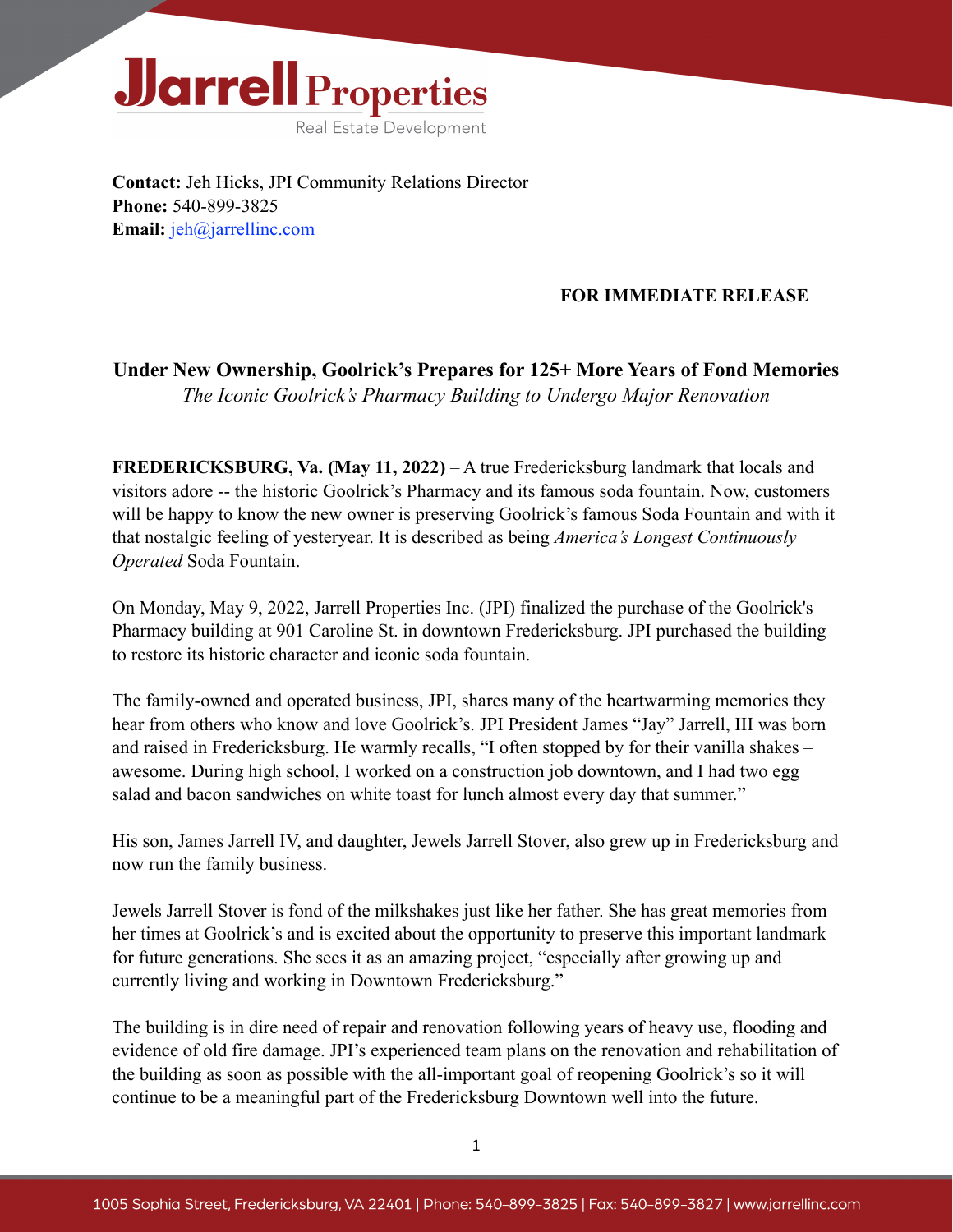**Jarrell Properties**
Real Estate Development

**Contact:** Jeh Hicks, JPI Community Relations Director
**Phone:** 540-899-3825
**Email:** jeh@jarrellinc.com

**FOR IMMEDIATE RELEASE**

# Under New Ownership, Goolrick's Prepares for 125+ More Years of Fond Memories

*The Iconic Goolrick's Pharmacy Building to Undergo Major Renovation*

**FREDERICKSBURG, Va. (May 11, 2022)** – A true Fredericksburg landmark that locals and visitors adore -- the historic Goolrick's Pharmacy and its famous soda fountain. Now, customers will be happy to know the new owner is preserving Goolrick's famous Soda Fountain and with it that nostalgic feeling of yesteryear. It is described as being *America's Longest Continuously Operated* Soda Fountain.

On Monday, May 9, 2022, Jarrell Properties Inc. (JPI) finalized the purchase of the Goolrick's Pharmacy building at 901 Caroline St. in downtown Fredericksburg. JPI purchased the building to restore its historic character and iconic soda fountain.

The family-owned and operated business, JPI, shares many of the heartwarming memories they hear from others who know and love Goolrick's. JPI President James "Jay" Jarrell, III was born and raised in Fredericksburg. He warmly recalls, "I often stopped by for their vanilla shakes – awesome. During high school, I worked on a construction job downtown, and I had two egg salad and bacon sandwiches on white toast for lunch almost every day that summer."

His son, James Jarrell IV, and daughter, Jewels Jarrell Stover, also grew up in Fredericksburg and now run the family business.

Jewels Jarrell Stover is fond of the milkshakes just like her father. She has great memories from her times at Goolrick's and is excited about the opportunity to preserve this important landmark for future generations. She sees it as an amazing project, "especially after growing up and currently living and working in Downtown Fredericksburg."

The building is in dire need of repair and renovation following years of heavy use, flooding and evidence of old fire damage. JPI's experienced team plans on the renovation and rehabilitation of the building as soon as possible with the all-important goal of reopening Goolrick's so it will continue to be a meaningful part of the Fredericksburg Downtown well into the future.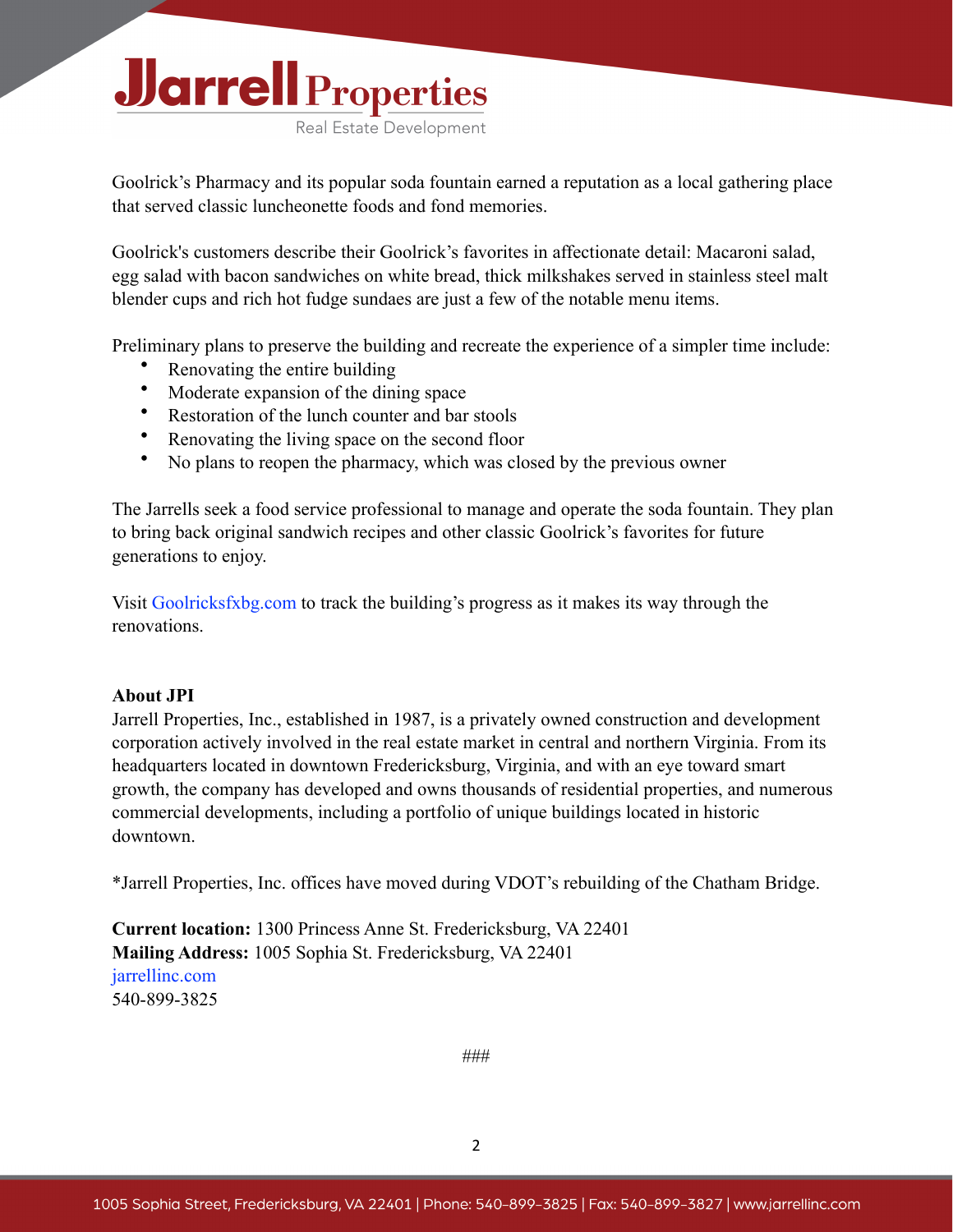Goolrick's Pharmacy and its popular soda fountain earned a reputation as a local gathering place that served classic luncheonette foods and fond memories.

Goolrick's customers describe their Goolrick's favorites in affectionate detail: Macaroni salad, egg salad with bacon sandwiches on white bread, thick milkshakes served in stainless steel malt blender cups and rich hot fudge sundaes are just a few of the notable menu items.

Preliminary plans to preserve the building and recreate the experience of a simpler time include:

- Renovating the entire building
- Moderate expansion of the dining space
- Restoration of the lunch counter and bar stools
- Renovating the living space on the second floor
- No plans to reopen the pharmacy, which was closed by the previous owner

The Jarrells seek a food service professional to manage and operate the soda fountain. They plan to bring back original sandwich recipes and other classic Goolrick's favorites for future generations to enjoy.

Visit Goolricksfxbg.com to track the building's progress as it makes its way through the renovations.

**About JPI**

Jarrell Properties, Inc., established in 1987, is a privately owned construction and development corporation actively involved in the real estate market in central and northern Virginia. From its headquarters located in downtown Fredericksburg, Virginia, and with an eye toward smart growth, the company has developed and owns thousands of residential properties, and numerous commercial developments, including a portfolio of unique buildings located in historic downtown.

*Jarrell Properties, Inc. offices have moved during VDOT's rebuilding of the Chatham Bridge.

**Current location:** 1300 Princess Anne St. Fredericksburg, VA 22401
**Mailing Address:** 1005 Sophia St. Fredericksburg, VA 22401
jarrellinc.com
540-899-3825

###